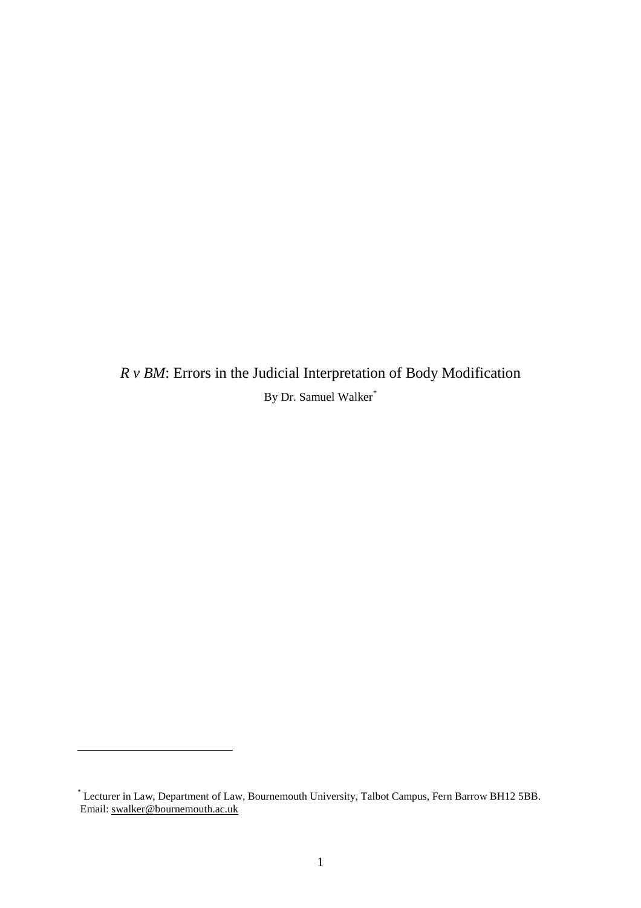# *R v BM*: Errors in the Judicial Interpretation of Body Modification

By Dr. Samuel Walker[*]

---

[*] Lecturer in Law, Department of Law, Bournemouth University, Talbot Campus, Fern Barrow BH12 5BB. Email: swalker@bournemouth.ac.uk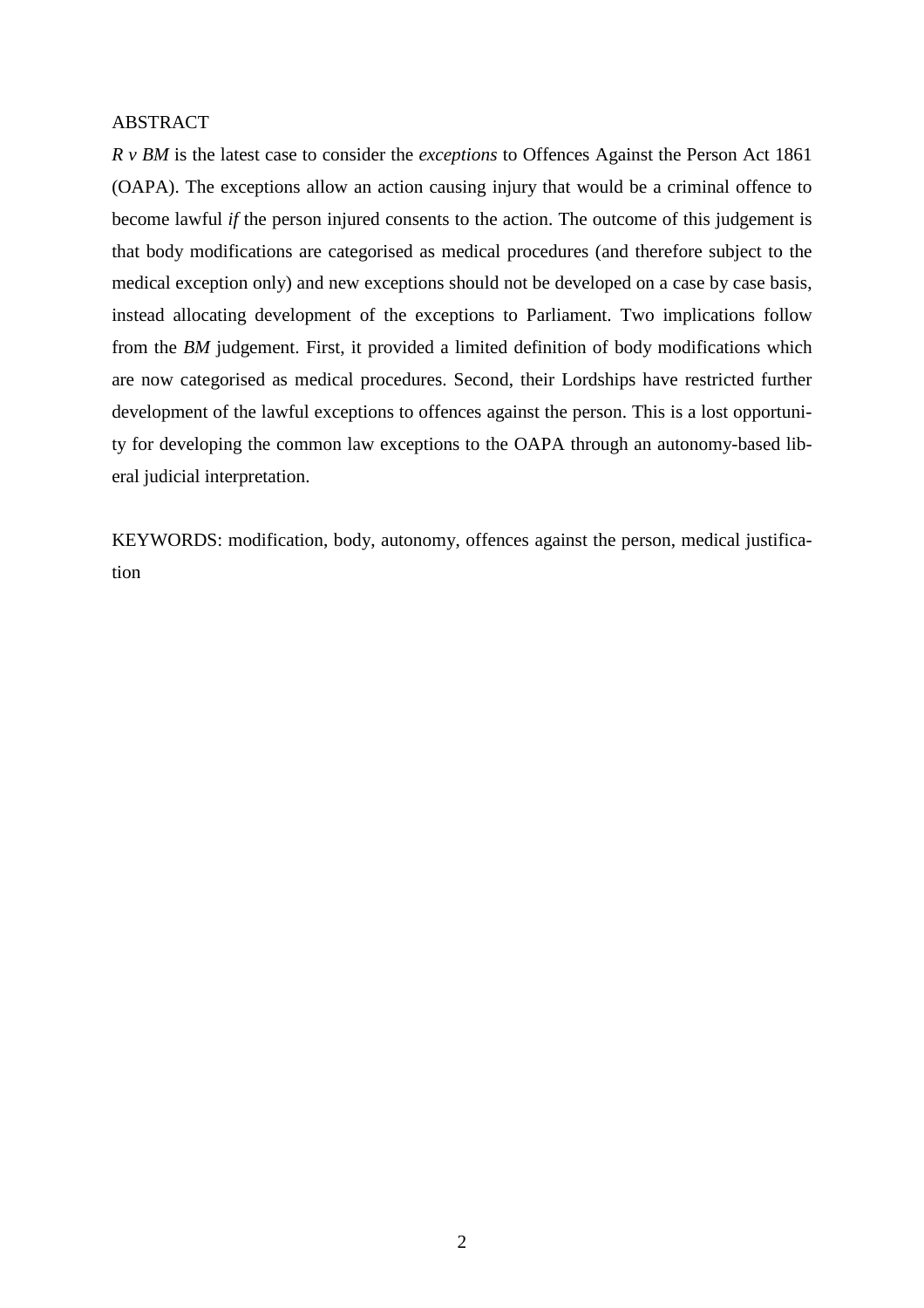ABSTRACT

*R v BM* is the latest case to consider the *exceptions* to Offences Against the Person Act 1861 (OAPA). The exceptions allow an action causing injury that would be a criminal offence to become lawful *if* the person injured consents to the action. The outcome of this judgement is that body modifications are categorised as medical procedures (and therefore subject to the medical exception only) and new exceptions should not be developed on a case by case basis, instead allocating development of the exceptions to Parliament. Two implications follow from the *BM* judgement. First, it provided a limited definition of body modifications which are now categorised as medical procedures. Second, their Lordships have restricted further development of the lawful exceptions to offences against the person. This is a lost opportunity for developing the common law exceptions to the OAPA through an autonomy-based liberal judicial interpretation.

KEYWORDS: modification, body, autonomy, offences against the person, medical justification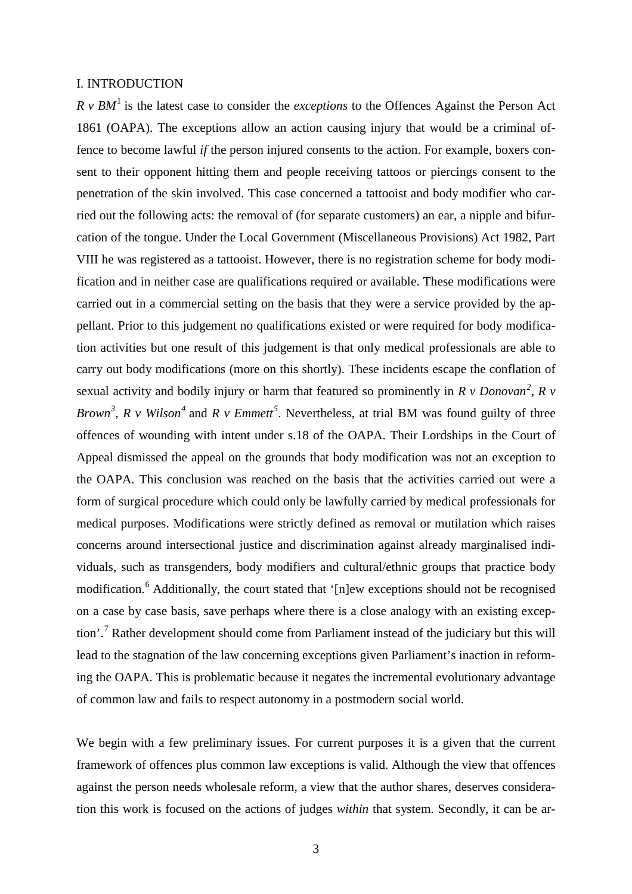## I. INTRODUCTION

*R v BM*[1] is the latest case to consider the *exceptions* to the Offences Against the Person Act 1861 (OAPA). The exceptions allow an action causing injury that would be a criminal offence to become lawful *if* the person injured consents to the action. For example, boxers consent to their opponent hitting them and people receiving tattoos or piercings consent to the penetration of the skin involved. This case concerned a tattooist and body modifier who carried out the following acts: the removal of (for separate customers) an ear, a nipple and bifurcation of the tongue. Under the Local Government (Miscellaneous Provisions) Act 1982, Part VIII he was registered as a tattooist. However, there is no registration scheme for body modification and in neither case are qualifications required or available. These modifications were carried out in a commercial setting on the basis that they were a service provided by the appellant. Prior to this judgement no qualifications existed or were required for body modification activities but one result of this judgement is that only medical professionals are able to carry out body modifications (more on this shortly). These incidents escape the conflation of sexual activity and bodily injury or harm that featured so prominently in *R v Donovan*[2], *R v Brown*[3], *R v Wilson*[4] and *R v Emmett*[5]. Nevertheless, at trial BM was found guilty of three offences of wounding with intent under s.18 of the OAPA. Their Lordships in the Court of Appeal dismissed the appeal on the grounds that body modification was not an exception to the OAPA. This conclusion was reached on the basis that the activities carried out were a form of surgical procedure which could only be lawfully carried by medical professionals for medical purposes. Modifications were strictly defined as removal or mutilation which raises concerns around intersectional justice and discrimination against already marginalised individuals, such as transgenders, body modifiers and cultural/ethnic groups that practice body modification.[6] Additionally, the court stated that '[n]ew exceptions should not be recognised on a case by case basis, save perhaps where there is a close analogy with an existing exception'.[7] Rather development should come from Parliament instead of the judiciary but this will lead to the stagnation of the law concerning exceptions given Parliament's inaction in reforming the OAPA. This is problematic because it negates the incremental evolutionary advantage of common law and fails to respect autonomy in a postmodern social world.

We begin with a few preliminary issues. For current purposes it is a given that the current framework of offences plus common law exceptions is valid. Although the view that offences against the person needs wholesale reform, a view that the author shares, deserves consideration this work is focused on the actions of judges *within* that system. Secondly, it can be ar-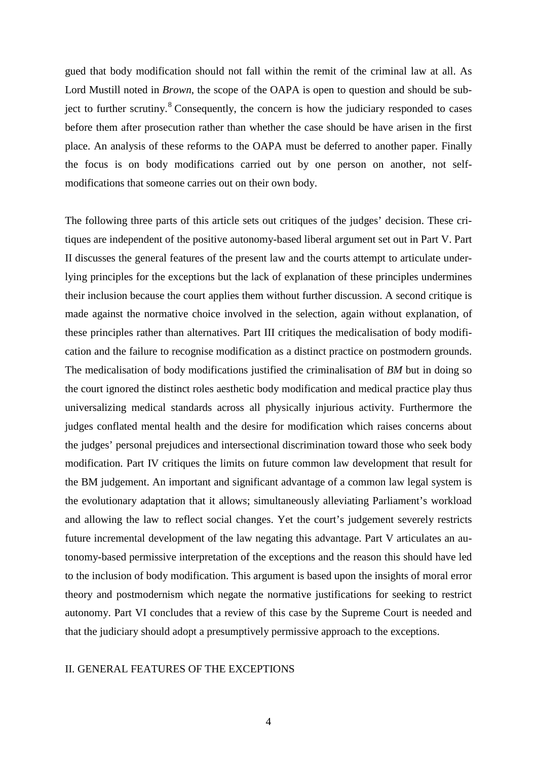gued that body modification should not fall within the remit of the criminal law at all. As Lord Mustill noted in *Brown*, the scope of the OAPA is open to question and should be subject to further scrutiny.[8] Consequently, the concern is how the judiciary responded to cases before them after prosecution rather than whether the case should be have arisen in the first place. An analysis of these reforms to the OAPA must be deferred to another paper. Finally the focus is on body modifications carried out by one person on another, not self-modifications that someone carries out on their own body.

The following three parts of this article sets out critiques of the judges' decision. These critiques are independent of the positive autonomy-based liberal argument set out in Part V. Part II discusses the general features of the present law and the courts attempt to articulate underlying principles for the exceptions but the lack of explanation of these principles undermines their inclusion because the court applies them without further discussion. A second critique is made against the normative choice involved in the selection, again without explanation, of these principles rather than alternatives. Part III critiques the medicalisation of body modification and the failure to recognise modification as a distinct practice on postmodern grounds. The medicalisation of body modifications justified the criminalisation of *BM* but in doing so the court ignored the distinct roles aesthetic body modification and medical practice play thus universalizing medical standards across all physically injurious activity. Furthermore the judges conflated mental health and the desire for modification which raises concerns about the judges' personal prejudices and intersectional discrimination toward those who seek body modification. Part IV critiques the limits on future common law development that result for the BM judgement. An important and significant advantage of a common law legal system is the evolutionary adaptation that it allows; simultaneously alleviating Parliament's workload and allowing the law to reflect social changes. Yet the court's judgement severely restricts future incremental development of the law negating this advantage. Part V articulates an autonomy-based permissive interpretation of the exceptions and the reason this should have led to the inclusion of body modification. This argument is based upon the insights of moral error theory and postmodernism which negate the normative justifications for seeking to restrict autonomy. Part VI concludes that a review of this case by the Supreme Court is needed and that the judiciary should adopt a presumptively permissive approach to the exceptions.

## II. GENERAL FEATURES OF THE EXCEPTIONS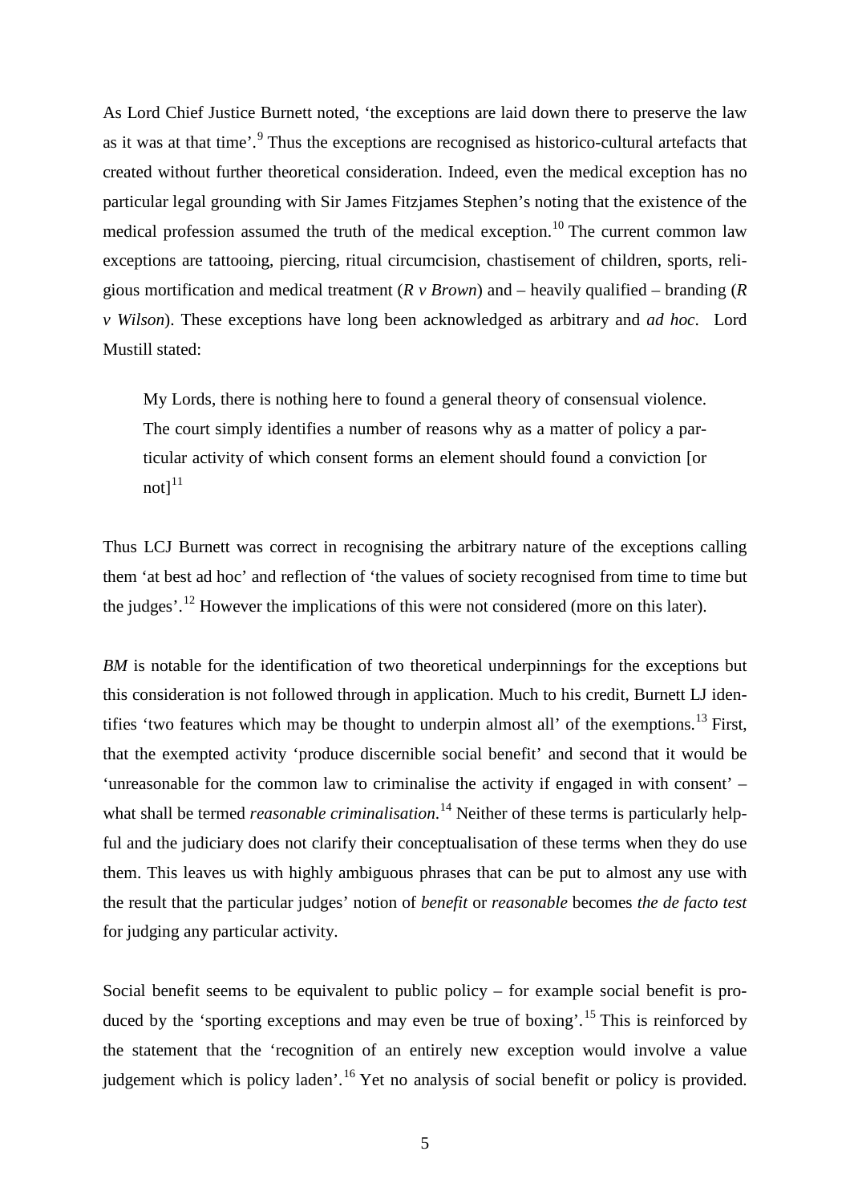As Lord Chief Justice Burnett noted, 'the exceptions are laid down there to preserve the law as it was at that time'.[9] Thus the exceptions are recognised as historico-cultural artefacts that created without further theoretical consideration. Indeed, even the medical exception has no particular legal grounding with Sir James Fitzjames Stephen's noting that the existence of the medical profession assumed the truth of the medical exception.[10] The current common law exceptions are tattooing, piercing, ritual circumcision, chastisement of children, sports, religious mortification and medical treatment (*R v Brown*) and – heavily qualified – branding (*R v Wilson*). These exceptions have long been acknowledged as arbitrary and *ad hoc*. Lord Mustill stated:

> My Lords, there is nothing here to found a general theory of consensual violence. The court simply identifies a number of reasons why as a matter of policy a particular activity of which consent forms an element should found a conviction [or not][11]

Thus LCJ Burnett was correct in recognising the arbitrary nature of the exceptions calling them 'at best ad hoc' and reflection of 'the values of society recognised from time to time but the judges'.[12] However the implications of this were not considered (more on this later).

*BM* is notable for the identification of two theoretical underpinnings for the exceptions but this consideration is not followed through in application. Much to his credit, Burnett LJ identifies 'two features which may be thought to underpin almost all' of the exemptions.[13] First, that the exempted activity 'produce discernible social benefit' and second that it would be 'unreasonable for the common law to criminalise the activity if engaged in with consent' – what shall be termed *reasonable criminalisation*.[14] Neither of these terms is particularly helpful and the judiciary does not clarify their conceptualisation of these terms when they do use them. This leaves us with highly ambiguous phrases that can be put to almost any use with the result that the particular judges' notion of *benefit* or *reasonable* becomes *the de facto test* for judging any particular activity.

Social benefit seems to be equivalent to public policy – for example social benefit is produced by the 'sporting exceptions and may even be true of boxing'.[15] This is reinforced by the statement that the 'recognition of an entirely new exception would involve a value judgement which is policy laden'.[16] Yet no analysis of social benefit or policy is provided.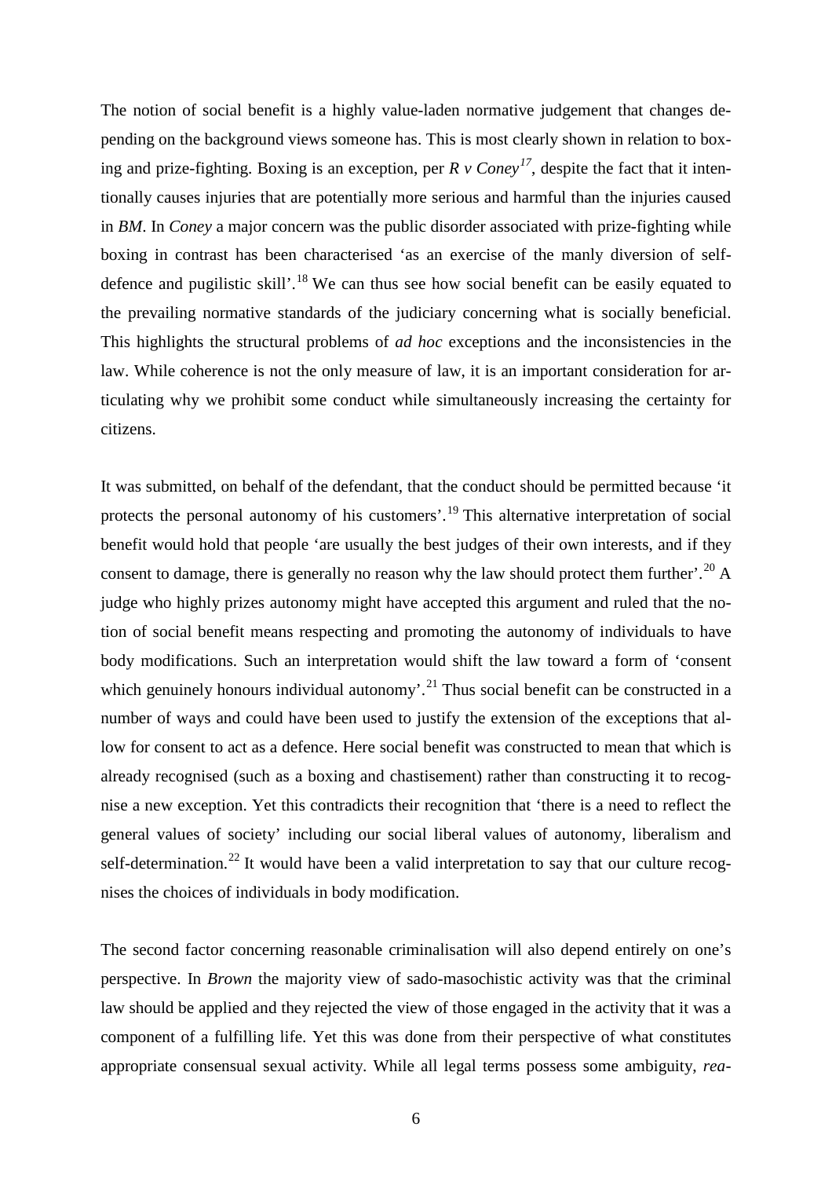The notion of social benefit is a highly value-laden normative judgement that changes depending on the background views someone has. This is most clearly shown in relation to boxing and prize-fighting. Boxing is an exception, per *R v Coney*[17], despite the fact that it intentionally causes injuries that are potentially more serious and harmful than the injuries caused in *BM*. In *Coney* a major concern was the public disorder associated with prize-fighting while boxing in contrast has been characterised 'as an exercise of the manly diversion of self-defence and pugilistic skill'.[18] We can thus see how social benefit can be easily equated to the prevailing normative standards of the judiciary concerning what is socially beneficial. This highlights the structural problems of *ad hoc* exceptions and the inconsistencies in the law. While coherence is not the only measure of law, it is an important consideration for articulating why we prohibit some conduct while simultaneously increasing the certainty for citizens.

It was submitted, on behalf of the defendant, that the conduct should be permitted because 'it protects the personal autonomy of his customers'.[19] This alternative interpretation of social benefit would hold that people 'are usually the best judges of their own interests, and if they consent to damage, there is generally no reason why the law should protect them further'.[20] A judge who highly prizes autonomy might have accepted this argument and ruled that the notion of social benefit means respecting and promoting the autonomy of individuals to have body modifications. Such an interpretation would shift the law toward a form of 'consent which genuinely honours individual autonomy'.[21] Thus social benefit can be constructed in a number of ways and could have been used to justify the extension of the exceptions that allow for consent to act as a defence. Here social benefit was constructed to mean that which is already recognised (such as a boxing and chastisement) rather than constructing it to recognise a new exception. Yet this contradicts their recognition that 'there is a need to reflect the general values of society' including our social liberal values of autonomy, liberalism and self-determination.[22] It would have been a valid interpretation to say that our culture recognises the choices of individuals in body modification.

The second factor concerning reasonable criminalisation will also depend entirely on one's perspective. In *Brown* the majority view of sado-masochistic activity was that the criminal law should be applied and they rejected the view of those engaged in the activity that it was a component of a fulfilling life. Yet this was done from their perspective of what constitutes appropriate consensual sexual activity. While all legal terms possess some ambiguity, *rea-*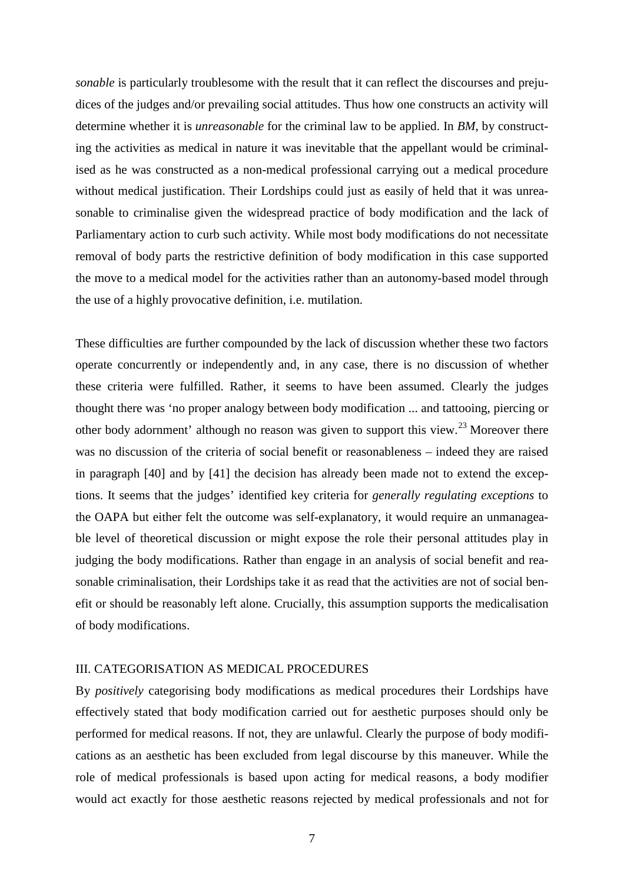*sonable* is particularly troublesome with the result that it can reflect the discourses and prejudices of the judges and/or prevailing social attitudes. Thus how one constructs an activity will determine whether it is *unreasonable* for the criminal law to be applied. In *BM*, by constructing the activities as medical in nature it was inevitable that the appellant would be criminalised as he was constructed as a non-medical professional carrying out a medical procedure without medical justification. Their Lordships could just as easily of held that it was unreasonable to criminalise given the widespread practice of body modification and the lack of Parliamentary action to curb such activity. While most body modifications do not necessitate removal of body parts the restrictive definition of body modification in this case supported the move to a medical model for the activities rather than an autonomy-based model through the use of a highly provocative definition, i.e. mutilation.

These difficulties are further compounded by the lack of discussion whether these two factors operate concurrently or independently and, in any case, there is no discussion of whether these criteria were fulfilled. Rather, it seems to have been assumed. Clearly the judges thought there was 'no proper analogy between body modification ... and tattooing, piercing or other body adornment' although no reason was given to support this view.[23] Moreover there was no discussion of the criteria of social benefit or reasonableness – indeed they are raised in paragraph [40] and by [41] the decision has already been made not to extend the exceptions. It seems that the judges' identified key criteria for *generally regulating exceptions* to the OAPA but either felt the outcome was self-explanatory, it would require an unmanageable level of theoretical discussion or might expose the role their personal attitudes play in judging the body modifications. Rather than engage in an analysis of social benefit and reasonable criminalisation, their Lordships take it as read that the activities are not of social benefit or should be reasonably left alone. Crucially, this assumption supports the medicalisation of body modifications.

## III. CATEGORISATION AS MEDICAL PROCEDURES

By *positively* categorising body modifications as medical procedures their Lordships have effectively stated that body modification carried out for aesthetic purposes should only be performed for medical reasons. If not, they are unlawful. Clearly the purpose of body modifications as an aesthetic has been excluded from legal discourse by this maneuver. While the role of medical professionals is based upon acting for medical reasons, a body modifier would act exactly for those aesthetic reasons rejected by medical professionals and not for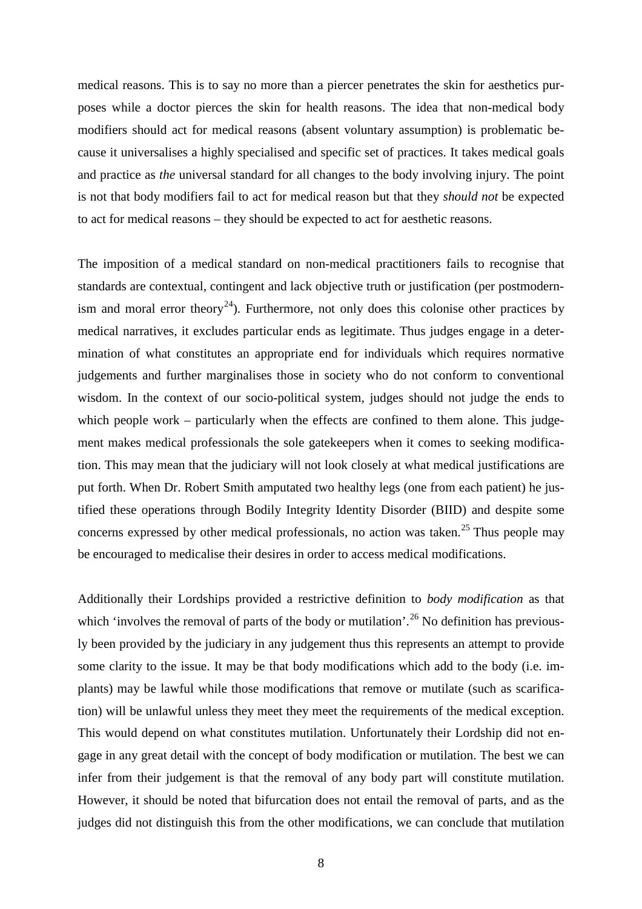medical reasons. This is to say no more than a piercer penetrates the skin for aesthetics purposes while a doctor pierces the skin for health reasons. The idea that non-medical body modifiers should act for medical reasons (absent voluntary assumption) is problematic because it universalises a highly specialised and specific set of practices. It takes medical goals and practice as *the* universal standard for all changes to the body involving injury. The point is not that body modifiers fail to act for medical reason but that they *should not* be expected to act for medical reasons – they should be expected to act for aesthetic reasons.

The imposition of a medical standard on non-medical practitioners fails to recognise that standards are contextual, contingent and lack objective truth or justification (per postmodernism and moral error theory[24]). Furthermore, not only does this colonise other practices by medical narratives, it excludes particular ends as legitimate. Thus judges engage in a determination of what constitutes an appropriate end for individuals which requires normative judgements and further marginalises those in society who do not conform to conventional wisdom. In the context of our socio-political system, judges should not judge the ends to which people work – particularly when the effects are confined to them alone. This judgement makes medical professionals the sole gatekeepers when it comes to seeking modification. This may mean that the judiciary will not look closely at what medical justifications are put forth. When Dr. Robert Smith amputated two healthy legs (one from each patient) he justified these operations through Bodily Integrity Identity Disorder (BIID) and despite some concerns expressed by other medical professionals, no action was taken.[25] Thus people may be encouraged to medicalise their desires in order to access medical modifications.

Additionally their Lordships provided a restrictive definition to *body modification* as that which 'involves the removal of parts of the body or mutilation'.[26] No definition has previously been provided by the judiciary in any judgement thus this represents an attempt to provide some clarity to the issue. It may be that body modifications which add to the body (i.e. implants) may be lawful while those modifications that remove or mutilate (such as scarification) will be unlawful unless they meet they meet the requirements of the medical exception. This would depend on what constitutes mutilation. Unfortunately their Lordship did not engage in any great detail with the concept of body modification or mutilation. The best we can infer from their judgement is that the removal of any body part will constitute mutilation. However, it should be noted that bifurcation does not entail the removal of parts, and as the judges did not distinguish this from the other modifications, we can conclude that mutilation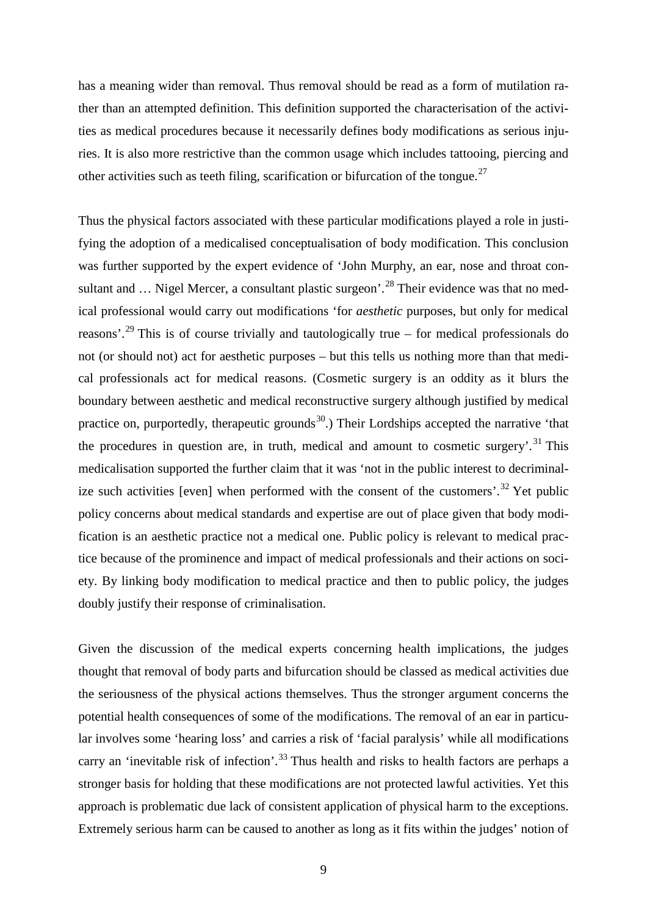has a meaning wider than removal. Thus removal should be read as a form of mutilation rather than an attempted definition. This definition supported the characterisation of the activities as medical procedures because it necessarily defines body modifications as serious injuries. It is also more restrictive than the common usage which includes tattooing, piercing and other activities such as teeth filing, scarification or bifurcation of the tongue.[27]

Thus the physical factors associated with these particular modifications played a role in justifying the adoption of a medicalised conceptualisation of body modification. This conclusion was further supported by the expert evidence of 'John Murphy, an ear, nose and throat consultant and … Nigel Mercer, a consultant plastic surgeon'.[28] Their evidence was that no medical professional would carry out modifications 'for *aesthetic* purposes, but only for medical reasons'.[29] This is of course trivially and tautologically true – for medical professionals do not (or should not) act for aesthetic purposes – but this tells us nothing more than that medical professionals act for medical reasons. (Cosmetic surgery is an oddity as it blurs the boundary between aesthetic and medical reconstructive surgery although justified by medical practice on, purportedly, therapeutic grounds[30].) Their Lordships accepted the narrative 'that the procedures in question are, in truth, medical and amount to cosmetic surgery'.[31] This medicalisation supported the further claim that it was 'not in the public interest to decriminalize such activities [even] when performed with the consent of the customers'.[32] Yet public policy concerns about medical standards and expertise are out of place given that body modification is an aesthetic practice not a medical one. Public policy is relevant to medical practice because of the prominence and impact of medical professionals and their actions on society. By linking body modification to medical practice and then to public policy, the judges doubly justify their response of criminalisation.

Given the discussion of the medical experts concerning health implications, the judges thought that removal of body parts and bifurcation should be classed as medical activities due the seriousness of the physical actions themselves. Thus the stronger argument concerns the potential health consequences of some of the modifications. The removal of an ear in particular involves some 'hearing loss' and carries a risk of 'facial paralysis' while all modifications carry an 'inevitable risk of infection'.[33] Thus health and risks to health factors are perhaps a stronger basis for holding that these modifications are not protected lawful activities. Yet this approach is problematic due lack of consistent application of physical harm to the exceptions. Extremely serious harm can be caused to another as long as it fits within the judges' notion of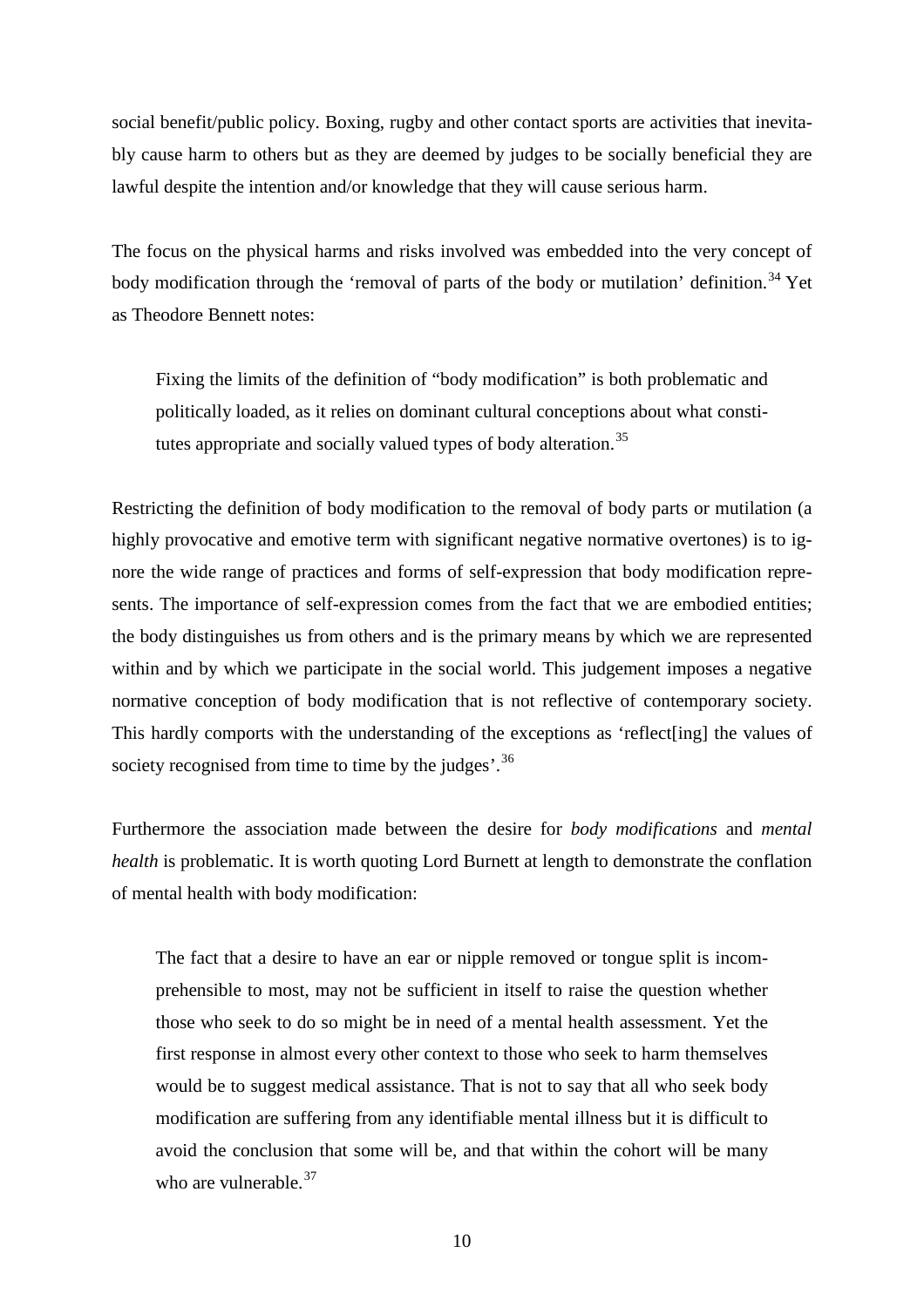social benefit/public policy. Boxing, rugby and other contact sports are activities that inevitably cause harm to others but as they are deemed by judges to be socially beneficial they are lawful despite the intention and/or knowledge that they will cause serious harm.

The focus on the physical harms and risks involved was embedded into the very concept of body modification through the 'removal of parts of the body or mutilation' definition.[34] Yet as Theodore Bennett notes:

> Fixing the limits of the definition of "body modification" is both problematic and politically loaded, as it relies on dominant cultural conceptions about what constitutes appropriate and socially valued types of body alteration.[35]

Restricting the definition of body modification to the removal of body parts or mutilation (a highly provocative and emotive term with significant negative normative overtones) is to ignore the wide range of practices and forms of self-expression that body modification represents. The importance of self-expression comes from the fact that we are embodied entities; the body distinguishes us from others and is the primary means by which we are represented within and by which we participate in the social world. This judgement imposes a negative normative conception of body modification that is not reflective of contemporary society. This hardly comports with the understanding of the exceptions as 'reflect[ing] the values of society recognised from time to time by the judges'.[36]

Furthermore the association made between the desire for *body modifications* and *mental health* is problematic. It is worth quoting Lord Burnett at length to demonstrate the conflation of mental health with body modification:

> The fact that a desire to have an ear or nipple removed or tongue split is incomprehensible to most, may not be sufficient in itself to raise the question whether those who seek to do so might be in need of a mental health assessment. Yet the first response in almost every other context to those who seek to harm themselves would be to suggest medical assistance. That is not to say that all who seek body modification are suffering from any identifiable mental illness but it is difficult to avoid the conclusion that some will be, and that within the cohort will be many who are vulnerable.[37]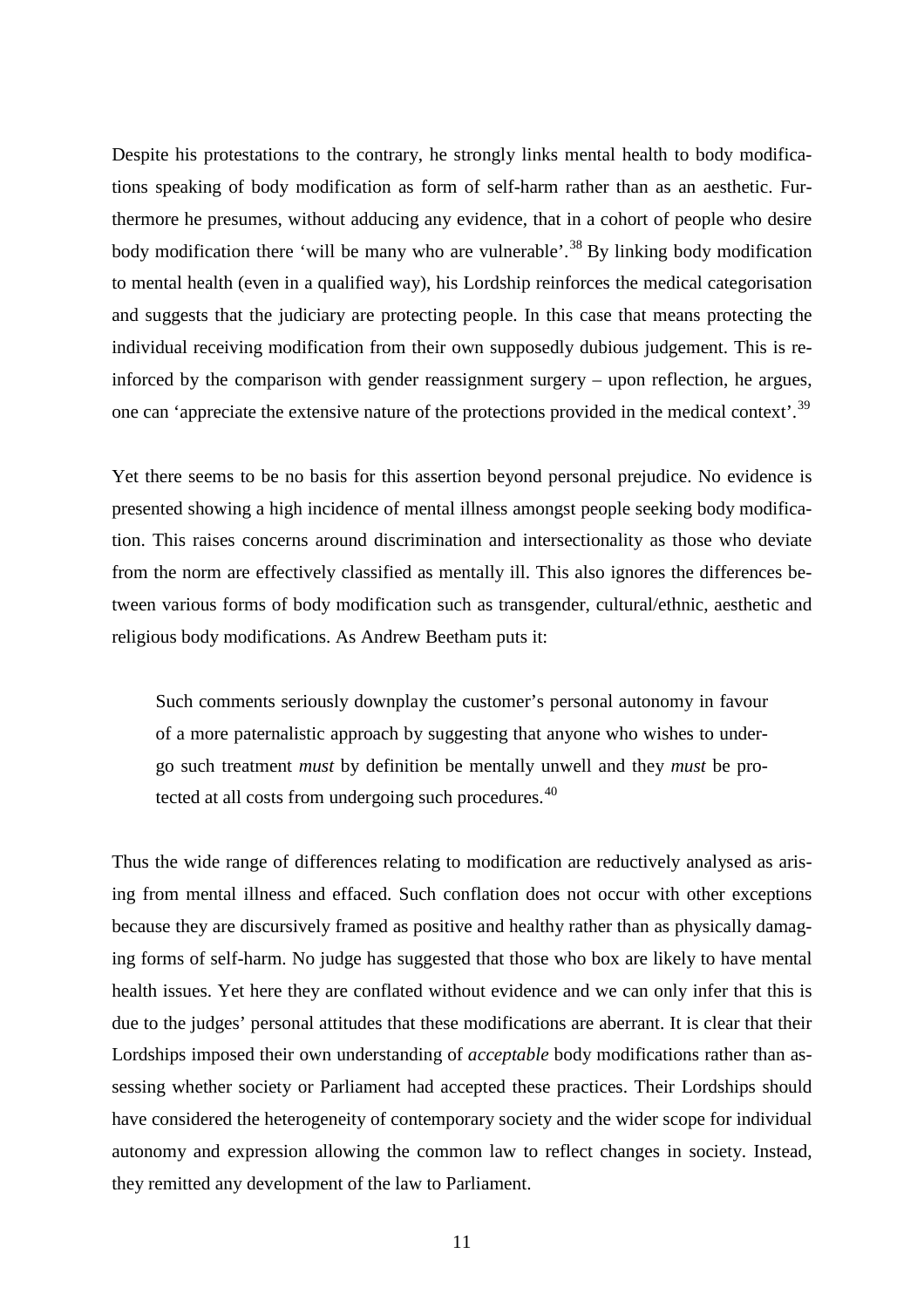Despite his protestations to the contrary, he strongly links mental health to body modifications speaking of body modification as form of self-harm rather than as an aesthetic. Furthermore he presumes, without adducing any evidence, that in a cohort of people who desire body modification there 'will be many who are vulnerable'.[38] By linking body modification to mental health (even in a qualified way), his Lordship reinforces the medical categorisation and suggests that the judiciary are protecting people. In this case that means protecting the individual receiving modification from their own supposedly dubious judgement. This is reinforced by the comparison with gender reassignment surgery – upon reflection, he argues, one can 'appreciate the extensive nature of the protections provided in the medical context'.[39]

Yet there seems to be no basis for this assertion beyond personal prejudice. No evidence is presented showing a high incidence of mental illness amongst people seeking body modification. This raises concerns around discrimination and intersectionality as those who deviate from the norm are effectively classified as mentally ill. This also ignores the differences between various forms of body modification such as transgender, cultural/ethnic, aesthetic and religious body modifications. As Andrew Beetham puts it:

> Such comments seriously downplay the customer's personal autonomy in favour of a more paternalistic approach by suggesting that anyone who wishes to undergo such treatment *must* by definition be mentally unwell and they *must* be protected at all costs from undergoing such procedures.[40]

Thus the wide range of differences relating to modification are reductively analysed as arising from mental illness and effaced. Such conflation does not occur with other exceptions because they are discursively framed as positive and healthy rather than as physically damaging forms of self-harm. No judge has suggested that those who box are likely to have mental health issues. Yet here they are conflated without evidence and we can only infer that this is due to the judges' personal attitudes that these modifications are aberrant. It is clear that their Lordships imposed their own understanding of *acceptable* body modifications rather than assessing whether society or Parliament had accepted these practices. Their Lordships should have considered the heterogeneity of contemporary society and the wider scope for individual autonomy and expression allowing the common law to reflect changes in society. Instead, they remitted any development of the law to Parliament.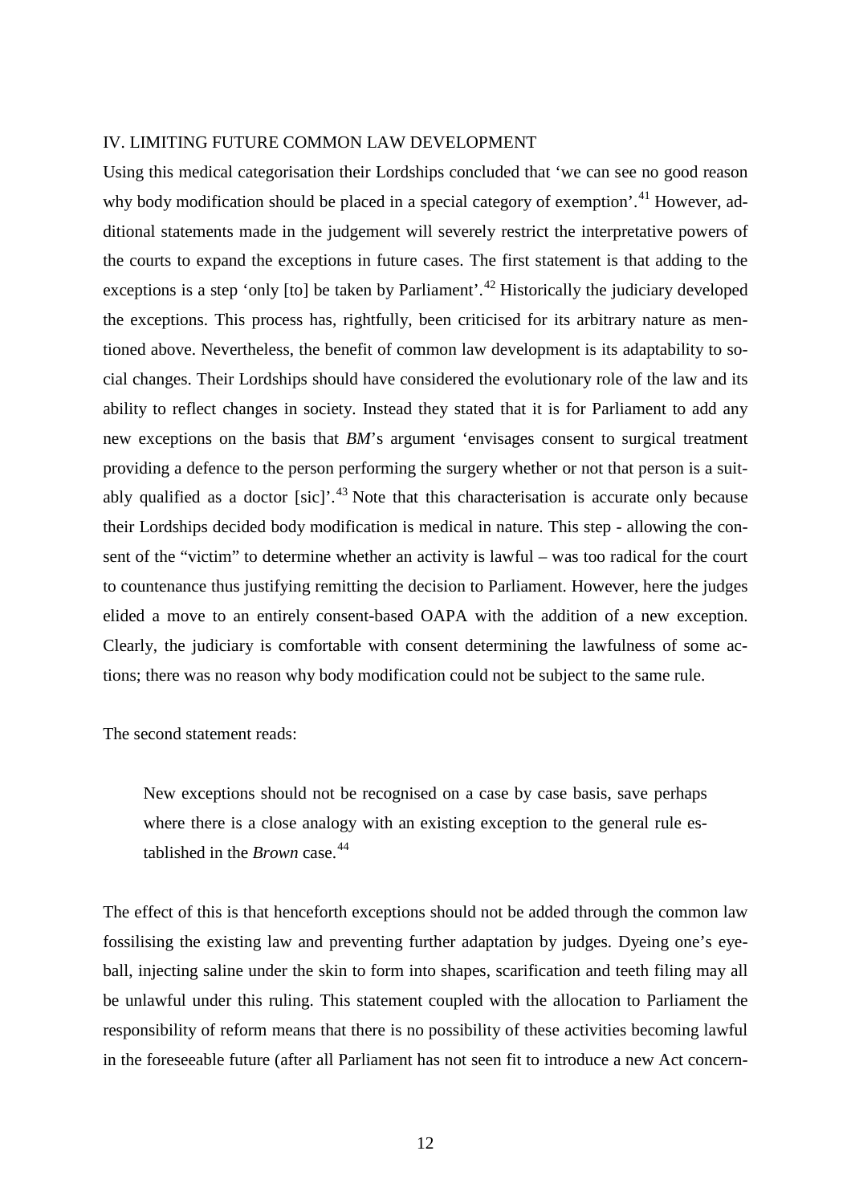## IV. LIMITING FUTURE COMMON LAW DEVELOPMENT

Using this medical categorisation their Lordships concluded that 'we can see no good reason why body modification should be placed in a special category of exemption'.[41] However, additional statements made in the judgement will severely restrict the interpretative powers of the courts to expand the exceptions in future cases. The first statement is that adding to the exceptions is a step 'only [to] be taken by Parliament'.[42] Historically the judiciary developed the exceptions. This process has, rightfully, been criticised for its arbitrary nature as mentioned above. Nevertheless, the benefit of common law development is its adaptability to social changes. Their Lordships should have considered the evolutionary role of the law and its ability to reflect changes in society. Instead they stated that it is for Parliament to add any new exceptions on the basis that *BM*'s argument 'envisages consent to surgical treatment providing a defence to the person performing the surgery whether or not that person is a suitably qualified as a doctor [sic]'.[43] Note that this characterisation is accurate only because their Lordships decided body modification is medical in nature. This step - allowing the consent of the "victim" to determine whether an activity is lawful – was too radical for the court to countenance thus justifying remitting the decision to Parliament. However, here the judges elided a move to an entirely consent-based OAPA with the addition of a new exception. Clearly, the judiciary is comfortable with consent determining the lawfulness of some actions; there was no reason why body modification could not be subject to the same rule.

The second statement reads:

> New exceptions should not be recognised on a case by case basis, save perhaps where there is a close analogy with an existing exception to the general rule established in the *Brown* case.[44]

The effect of this is that henceforth exceptions should not be added through the common law fossilising the existing law and preventing further adaptation by judges. Dyeing one's eyeball, injecting saline under the skin to form into shapes, scarification and teeth filing may all be unlawful under this ruling. This statement coupled with the allocation to Parliament the responsibility of reform means that there is no possibility of these activities becoming lawful in the foreseeable future (after all Parliament has not seen fit to introduce a new Act concern-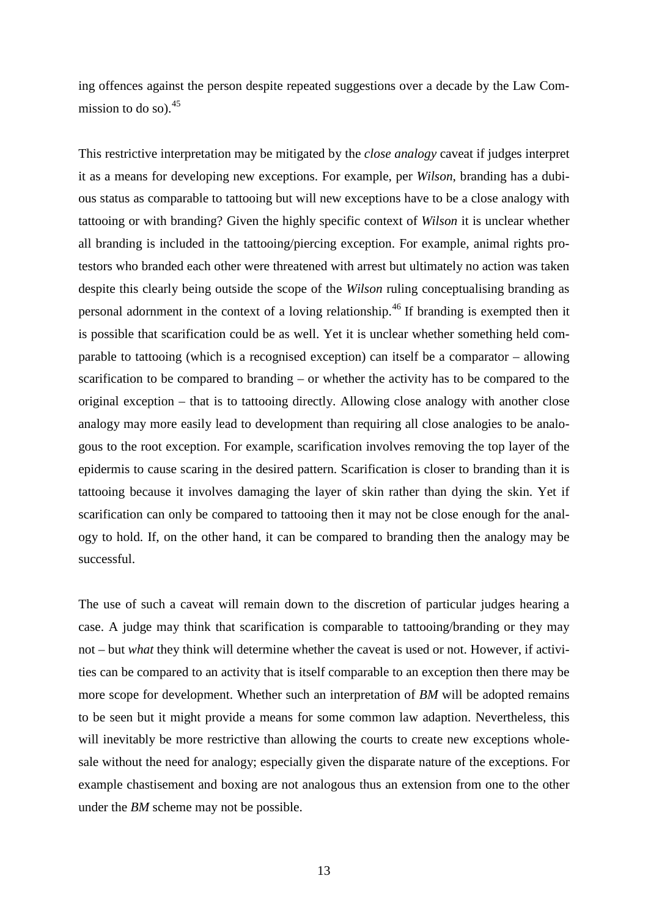ing offences against the person despite repeated suggestions over a decade by the Law Commission to do so).[45]

This restrictive interpretation may be mitigated by the *close analogy* caveat if judges interpret it as a means for developing new exceptions. For example, per *Wilson*, branding has a dubious status as comparable to tattooing but will new exceptions have to be a close analogy with tattooing or with branding? Given the highly specific context of *Wilson* it is unclear whether all branding is included in the tattooing/piercing exception. For example, animal rights protestors who branded each other were threatened with arrest but ultimately no action was taken despite this clearly being outside the scope of the *Wilson* ruling conceptualising branding as personal adornment in the context of a loving relationship.[46] If branding is exempted then it is possible that scarification could be as well. Yet it is unclear whether something held comparable to tattooing (which is a recognised exception) can itself be a comparator – allowing scarification to be compared to branding – or whether the activity has to be compared to the original exception – that is to tattooing directly. Allowing close analogy with another close analogy may more easily lead to development than requiring all close analogies to be analogous to the root exception. For example, scarification involves removing the top layer of the epidermis to cause scaring in the desired pattern. Scarification is closer to branding than it is tattooing because it involves damaging the layer of skin rather than dying the skin. Yet if scarification can only be compared to tattooing then it may not be close enough for the analogy to hold. If, on the other hand, it can be compared to branding then the analogy may be successful.

The use of such a caveat will remain down to the discretion of particular judges hearing a case. A judge may think that scarification is comparable to tattooing/branding or they may not – but *what* they think will determine whether the caveat is used or not. However, if activities can be compared to an activity that is itself comparable to an exception then there may be more scope for development. Whether such an interpretation of *BM* will be adopted remains to be seen but it might provide a means for some common law adaption. Nevertheless, this will inevitably be more restrictive than allowing the courts to create new exceptions wholesale without the need for analogy; especially given the disparate nature of the exceptions. For example chastisement and boxing are not analogous thus an extension from one to the other under the *BM* scheme may not be possible.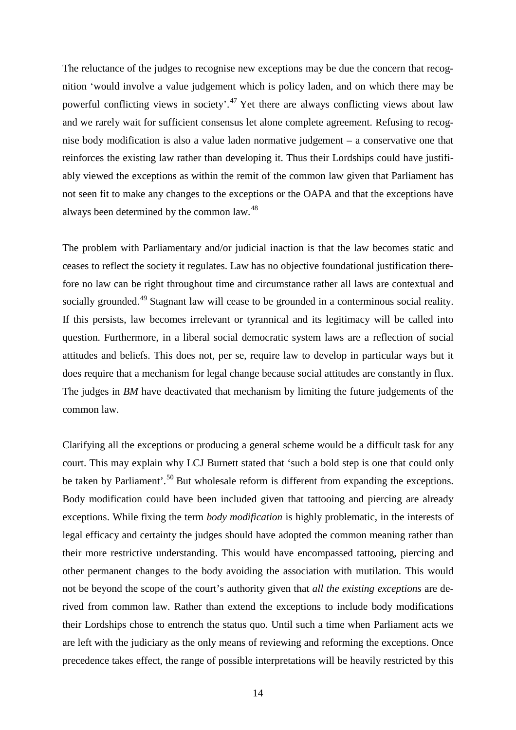The reluctance of the judges to recognise new exceptions may be due the concern that recognition 'would involve a value judgement which is policy laden, and on which there may be powerful conflicting views in society'.[47] Yet there are always conflicting views about law and we rarely wait for sufficient consensus let alone complete agreement. Refusing to recognise body modification is also a value laden normative judgement – a conservative one that reinforces the existing law rather than developing it. Thus their Lordships could have justifiably viewed the exceptions as within the remit of the common law given that Parliament has not seen fit to make any changes to the exceptions or the OAPA and that the exceptions have always been determined by the common law.[48]

The problem with Parliamentary and/or judicial inaction is that the law becomes static and ceases to reflect the society it regulates. Law has no objective foundational justification therefore no law can be right throughout time and circumstance rather all laws are contextual and socially grounded.[49] Stagnant law will cease to be grounded in a conterminous social reality. If this persists, law becomes irrelevant or tyrannical and its legitimacy will be called into question. Furthermore, in a liberal social democratic system laws are a reflection of social attitudes and beliefs. This does not, per se, require law to develop in particular ways but it does require that a mechanism for legal change because social attitudes are constantly in flux. The judges in *BM* have deactivated that mechanism by limiting the future judgements of the common law.

Clarifying all the exceptions or producing a general scheme would be a difficult task for any court. This may explain why LCJ Burnett stated that 'such a bold step is one that could only be taken by Parliament'.[50] But wholesale reform is different from expanding the exceptions. Body modification could have been included given that tattooing and piercing are already exceptions. While fixing the term *body modification* is highly problematic, in the interests of legal efficacy and certainty the judges should have adopted the common meaning rather than their more restrictive understanding. This would have encompassed tattooing, piercing and other permanent changes to the body avoiding the association with mutilation. This would not be beyond the scope of the court's authority given that *all the existing exceptions* are derived from common law. Rather than extend the exceptions to include body modifications their Lordships chose to entrench the status quo. Until such a time when Parliament acts we are left with the judiciary as the only means of reviewing and reforming the exceptions. Once precedence takes effect, the range of possible interpretations will be heavily restricted by this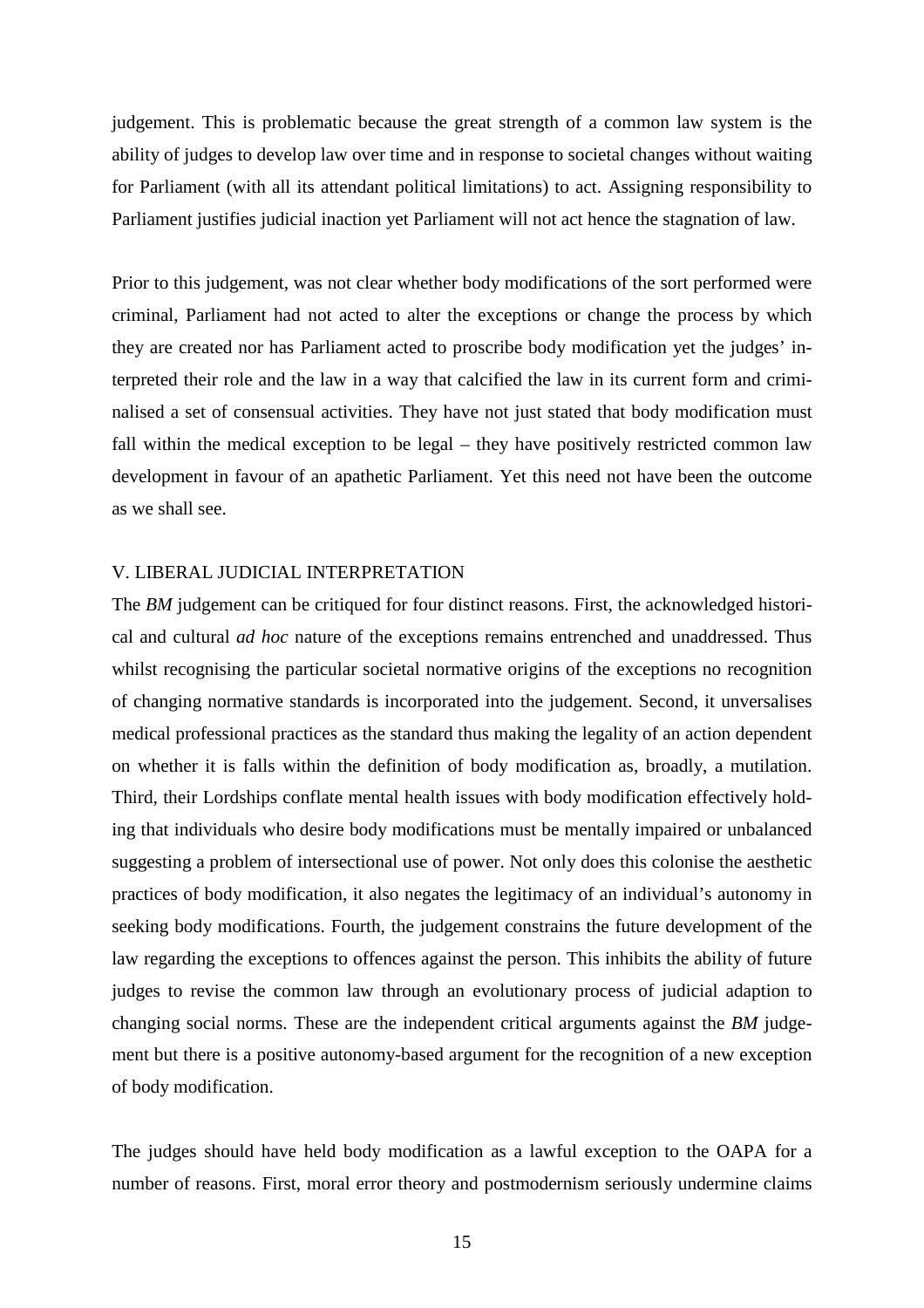judgement. This is problematic because the great strength of a common law system is the ability of judges to develop law over time and in response to societal changes without waiting for Parliament (with all its attendant political limitations) to act. Assigning responsibility to Parliament justifies judicial inaction yet Parliament will not act hence the stagnation of law.

Prior to this judgement, was not clear whether body modifications of the sort performed were criminal, Parliament had not acted to alter the exceptions or change the process by which they are created nor has Parliament acted to proscribe body modification yet the judges' interpreted their role and the law in a way that calcified the law in its current form and criminalised a set of consensual activities. They have not just stated that body modification must fall within the medical exception to be legal – they have positively restricted common law development in favour of an apathetic Parliament. Yet this need not have been the outcome as we shall see.

## V. LIBERAL JUDICIAL INTERPRETATION

The *BM* judgement can be critiqued for four distinct reasons. First, the acknowledged historical and cultural *ad hoc* nature of the exceptions remains entrenched and unaddressed. Thus whilst recognising the particular societal normative origins of the exceptions no recognition of changing normative standards is incorporated into the judgement. Second, it unversalises medical professional practices as the standard thus making the legality of an action dependent on whether it is falls within the definition of body modification as, broadly, a mutilation. Third, their Lordships conflate mental health issues with body modification effectively holding that individuals who desire body modifications must be mentally impaired or unbalanced suggesting a problem of intersectional use of power. Not only does this colonise the aesthetic practices of body modification, it also negates the legitimacy of an individual's autonomy in seeking body modifications. Fourth, the judgement constrains the future development of the law regarding the exceptions to offences against the person. This inhibits the ability of future judges to revise the common law through an evolutionary process of judicial adaption to changing social norms. These are the independent critical arguments against the *BM* judgement but there is a positive autonomy-based argument for the recognition of a new exception of body modification.

The judges should have held body modification as a lawful exception to the OAPA for a number of reasons. First, moral error theory and postmodernism seriously undermine claims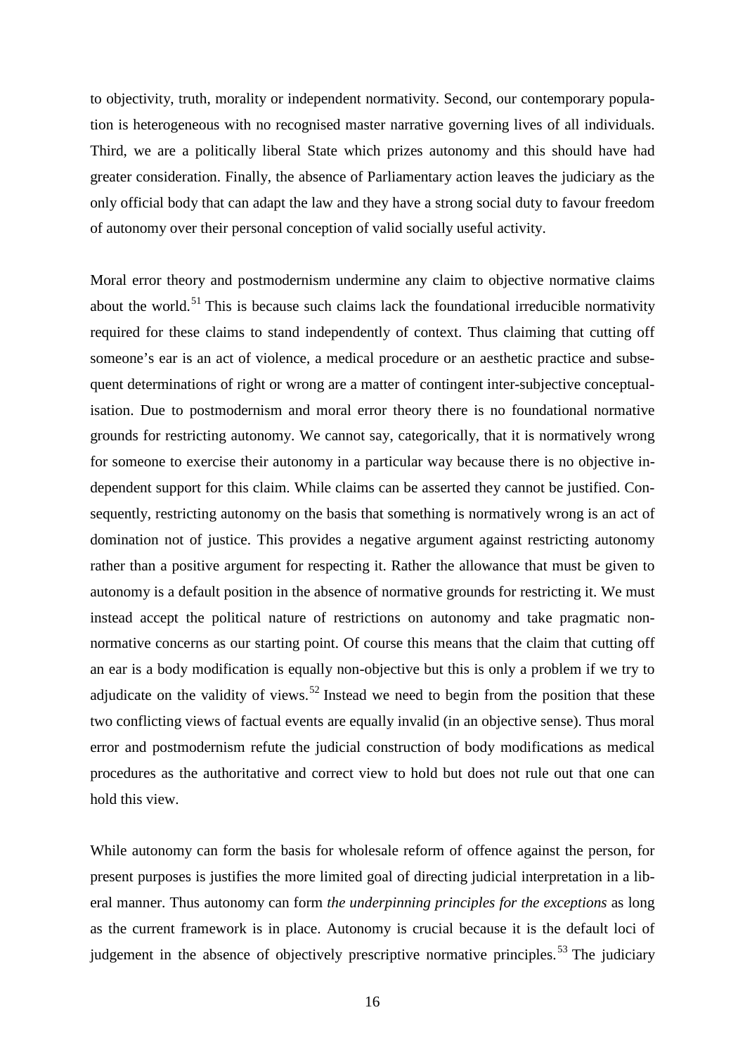to objectivity, truth, morality or independent normativity. Second, our contemporary population is heterogeneous with no recognised master narrative governing lives of all individuals. Third, we are a politically liberal State which prizes autonomy and this should have had greater consideration. Finally, the absence of Parliamentary action leaves the judiciary as the only official body that can adapt the law and they have a strong social duty to favour freedom of autonomy over their personal conception of valid socially useful activity.

Moral error theory and postmodernism undermine any claim to objective normative claims about the world.[51] This is because such claims lack the foundational irreducible normativity required for these claims to stand independently of context. Thus claiming that cutting off someone's ear is an act of violence, a medical procedure or an aesthetic practice and subsequent determinations of right or wrong are a matter of contingent inter-subjective conceptualisation. Due to postmodernism and moral error theory there is no foundational normative grounds for restricting autonomy. We cannot say, categorically, that it is normatively wrong for someone to exercise their autonomy in a particular way because there is no objective independent support for this claim. While claims can be asserted they cannot be justified. Consequently, restricting autonomy on the basis that something is normatively wrong is an act of domination not of justice. This provides a negative argument against restricting autonomy rather than a positive argument for respecting it. Rather the allowance that must be given to autonomy is a default position in the absence of normative grounds for restricting it. We must instead accept the political nature of restrictions on autonomy and take pragmatic non-normative concerns as our starting point. Of course this means that the claim that cutting off an ear is a body modification is equally non-objective but this is only a problem if we try to adjudicate on the validity of views.[52] Instead we need to begin from the position that these two conflicting views of factual events are equally invalid (in an objective sense). Thus moral error and postmodernism refute the judicial construction of body modifications as medical procedures as the authoritative and correct view to hold but does not rule out that one can hold this view.

While autonomy can form the basis for wholesale reform of offence against the person, for present purposes is justifies the more limited goal of directing judicial interpretation in a liberal manner. Thus autonomy can form *the underpinning principles for the exceptions* as long as the current framework is in place. Autonomy is crucial because it is the default loci of judgement in the absence of objectively prescriptive normative principles.[53] The judiciary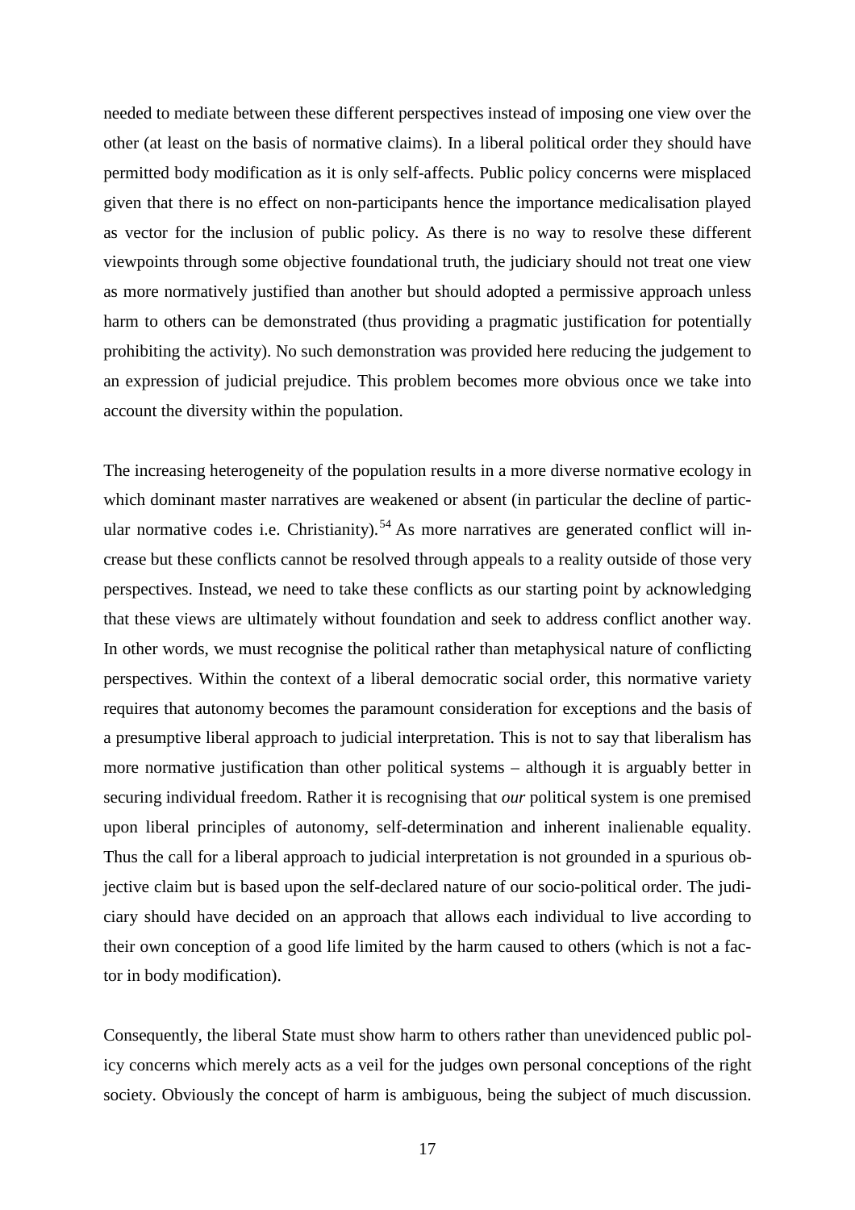needed to mediate between these different perspectives instead of imposing one view over the other (at least on the basis of normative claims). In a liberal political order they should have permitted body modification as it is only self-affects. Public policy concerns were misplaced given that there is no effect on non-participants hence the importance medicalisation played as vector for the inclusion of public policy. As there is no way to resolve these different viewpoints through some objective foundational truth, the judiciary should not treat one view as more normatively justified than another but should adopted a permissive approach unless harm to others can be demonstrated (thus providing a pragmatic justification for potentially prohibiting the activity). No such demonstration was provided here reducing the judgement to an expression of judicial prejudice. This problem becomes more obvious once we take into account the diversity within the population.

The increasing heterogeneity of the population results in a more diverse normative ecology in which dominant master narratives are weakened or absent (in particular the decline of particular normative codes i.e. Christianity).[54] As more narratives are generated conflict will increase but these conflicts cannot be resolved through appeals to a reality outside of those very perspectives. Instead, we need to take these conflicts as our starting point by acknowledging that these views are ultimately without foundation and seek to address conflict another way. In other words, we must recognise the political rather than metaphysical nature of conflicting perspectives. Within the context of a liberal democratic social order, this normative variety requires that autonomy becomes the paramount consideration for exceptions and the basis of a presumptive liberal approach to judicial interpretation. This is not to say that liberalism has more normative justification than other political systems – although it is arguably better in securing individual freedom. Rather it is recognising that *our* political system is one premised upon liberal principles of autonomy, self-determination and inherent inalienable equality. Thus the call for a liberal approach to judicial interpretation is not grounded in a spurious objective claim but is based upon the self-declared nature of our socio-political order. The judiciary should have decided on an approach that allows each individual to live according to their own conception of a good life limited by the harm caused to others (which is not a factor in body modification).

Consequently, the liberal State must show harm to others rather than unevidenced public policy concerns which merely acts as a veil for the judges own personal conceptions of the right society. Obviously the concept of harm is ambiguous, being the subject of much discussion.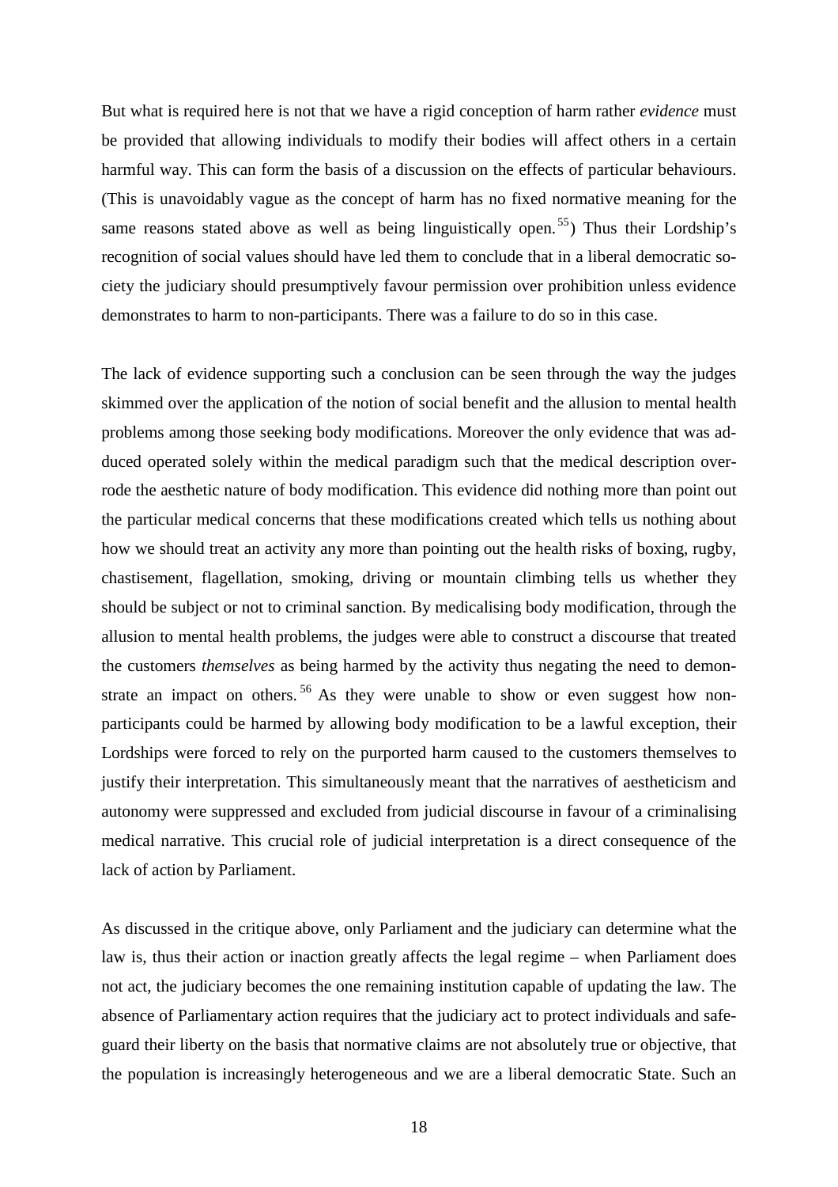But what is required here is not that we have a rigid conception of harm rather *evidence* must be provided that allowing individuals to modify their bodies will affect others in a certain harmful way. This can form the basis of a discussion on the effects of particular behaviours. (This is unavoidably vague as the concept of harm has no fixed normative meaning for the same reasons stated above as well as being linguistically open.[55]) Thus their Lordship's recognition of social values should have led them to conclude that in a liberal democratic society the judiciary should presumptively favour permission over prohibition unless evidence demonstrates to harm to non-participants. There was a failure to do so in this case.

The lack of evidence supporting such a conclusion can be seen through the way the judges skimmed over the application of the notion of social benefit and the allusion to mental health problems among those seeking body modifications. Moreover the only evidence that was adduced operated solely within the medical paradigm such that the medical description overrode the aesthetic nature of body modification. This evidence did nothing more than point out the particular medical concerns that these modifications created which tells us nothing about how we should treat an activity any more than pointing out the health risks of boxing, rugby, chastisement, flagellation, smoking, driving or mountain climbing tells us whether they should be subject or not to criminal sanction. By medicalising body modification, through the allusion to mental health problems, the judges were able to construct a discourse that treated the customers *themselves* as being harmed by the activity thus negating the need to demonstrate an impact on others.[56] As they were unable to show or even suggest how non-participants could be harmed by allowing body modification to be a lawful exception, their Lordships were forced to rely on the purported harm caused to the customers themselves to justify their interpretation. This simultaneously meant that the narratives of aestheticism and autonomy were suppressed and excluded from judicial discourse in favour of a criminalising medical narrative. This crucial role of judicial interpretation is a direct consequence of the lack of action by Parliament.

As discussed in the critique above, only Parliament and the judiciary can determine what the law is, thus their action or inaction greatly affects the legal regime – when Parliament does not act, the judiciary becomes the one remaining institution capable of updating the law. The absence of Parliamentary action requires that the judiciary act to protect individuals and safeguard their liberty on the basis that normative claims are not absolutely true or objective, that the population is increasingly heterogeneous and we are a liberal democratic State. Such an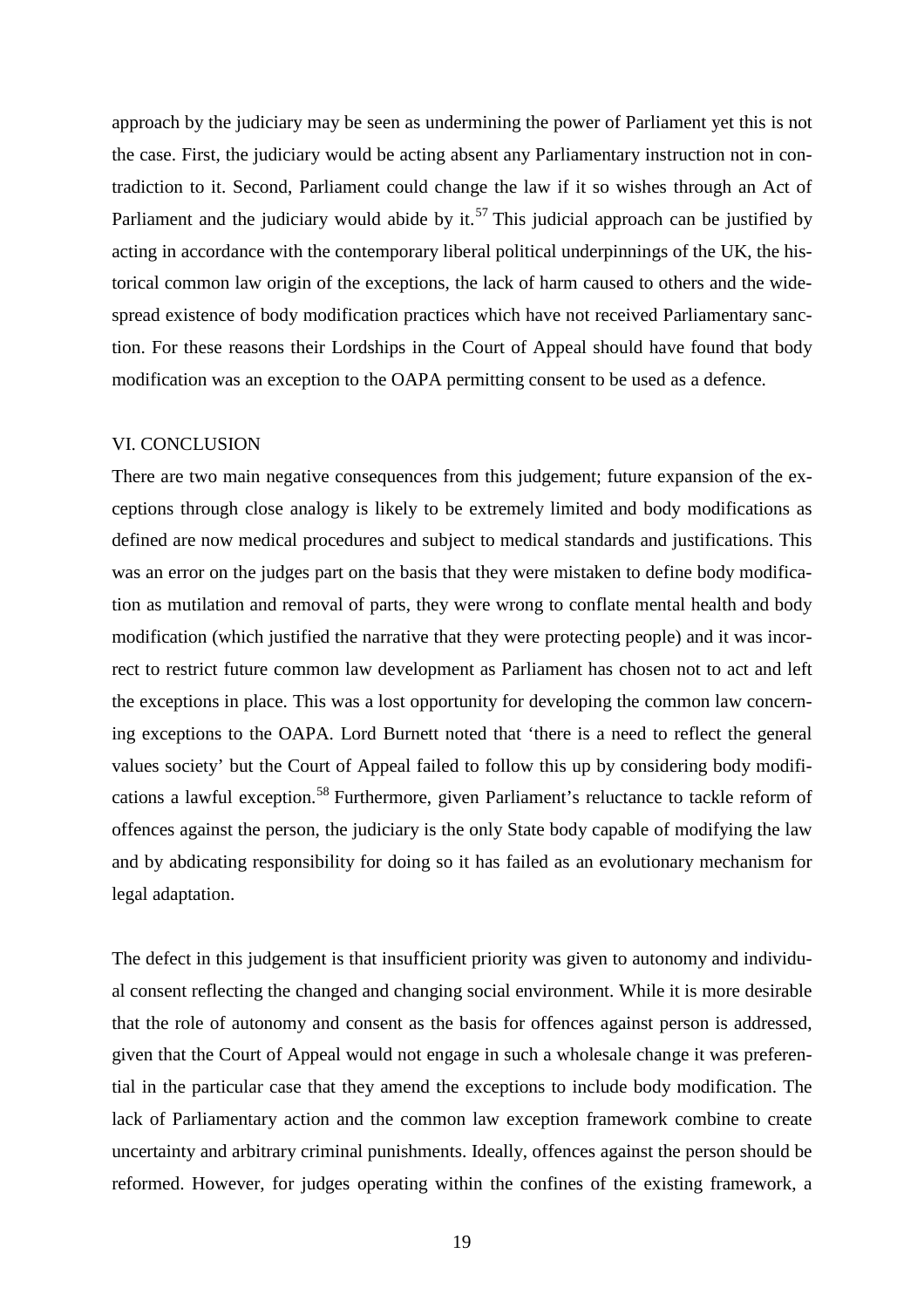approach by the judiciary may be seen as undermining the power of Parliament yet this is not the case. First, the judiciary would be acting absent any Parliamentary instruction not in contradiction to it. Second, Parliament could change the law if it so wishes through an Act of Parliament and the judiciary would abide by it.[57] This judicial approach can be justified by acting in accordance with the contemporary liberal political underpinnings of the UK, the historical common law origin of the exceptions, the lack of harm caused to others and the widespread existence of body modification practices which have not received Parliamentary sanction. For these reasons their Lordships in the Court of Appeal should have found that body modification was an exception to the OAPA permitting consent to be used as a defence.

## VI. CONCLUSION

There are two main negative consequences from this judgement; future expansion of the exceptions through close analogy is likely to be extremely limited and body modifications as defined are now medical procedures and subject to medical standards and justifications. This was an error on the judges part on the basis that they were mistaken to define body modification as mutilation and removal of parts, they were wrong to conflate mental health and body modification (which justified the narrative that they were protecting people) and it was incorrect to restrict future common law development as Parliament has chosen not to act and left the exceptions in place. This was a lost opportunity for developing the common law concerning exceptions to the OAPA. Lord Burnett noted that 'there is a need to reflect the general values society' but the Court of Appeal failed to follow this up by considering body modifications a lawful exception.[58] Furthermore, given Parliament's reluctance to tackle reform of offences against the person, the judiciary is the only State body capable of modifying the law and by abdicating responsibility for doing so it has failed as an evolutionary mechanism for legal adaptation.

The defect in this judgement is that insufficient priority was given to autonomy and individual consent reflecting the changed and changing social environment. While it is more desirable that the role of autonomy and consent as the basis for offences against person is addressed, given that the Court of Appeal would not engage in such a wholesale change it was preferential in the particular case that they amend the exceptions to include body modification. The lack of Parliamentary action and the common law exception framework combine to create uncertainty and arbitrary criminal punishments. Ideally, offences against the person should be reformed. However, for judges operating within the confines of the existing framework, a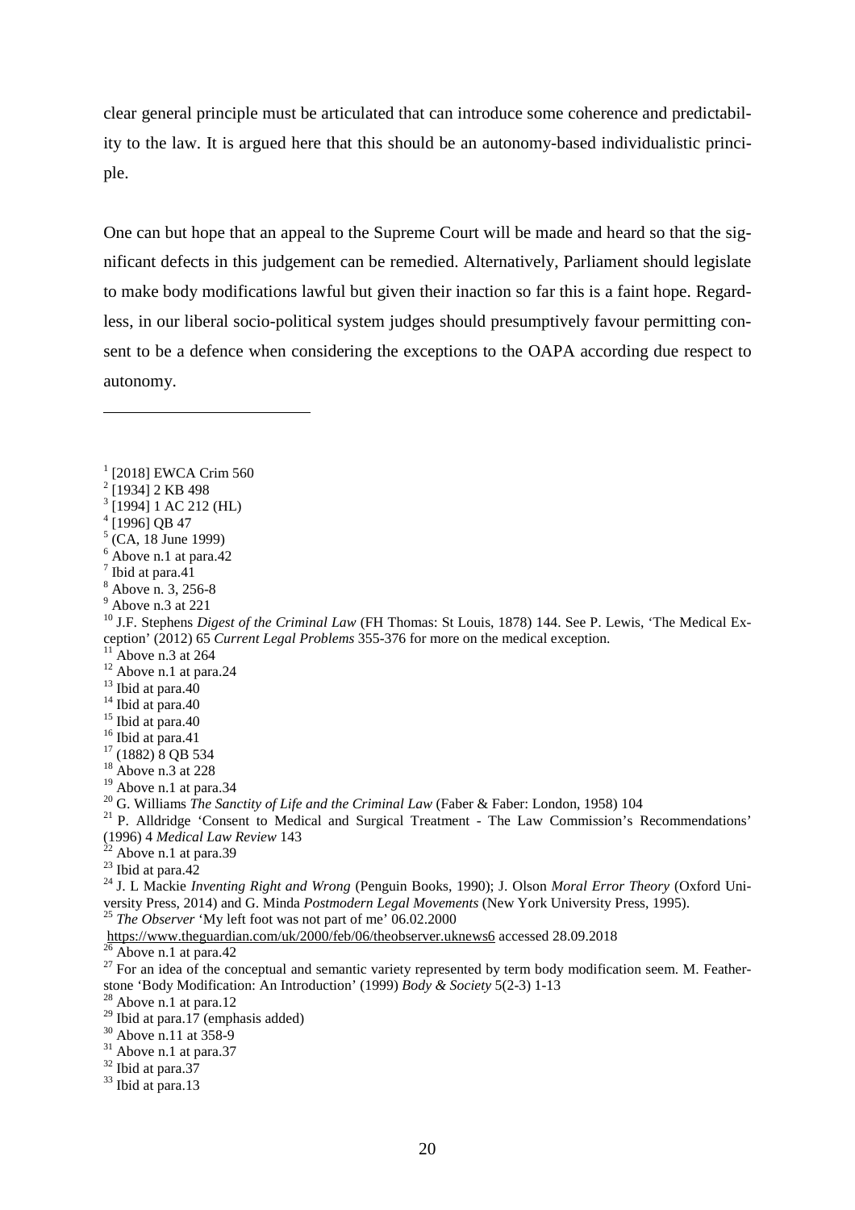clear general principle must be articulated that can introduce some coherence and predictability to the law. It is argued here that this should be an autonomy-based individualistic principle.

One can but hope that an appeal to the Supreme Court will be made and heard so that the significant defects in this judgement can be remedied. Alternatively, Parliament should legislate to make body modifications lawful but given their inaction so far this is a faint hope. Regardless, in our liberal socio-political system judges should presumptively favour permitting consent to be a defence when considering the exceptions to the OAPA according due respect to autonomy.

---

[1] [2018] EWCA Crim 560
[2] [1934] 2 KB 498
[3] [1994] 1 AC 212 (HL)
[4] [1996] QB 47
[5] (CA, 18 June 1999)
[6] Above n.1 at para.42
[7] Ibid at para.41
[8] Above n. 3, 256-8
[9] Above n.3 at 221
[10] J.F. Stephens *Digest of the Criminal Law* (FH Thomas: St Louis, 1878) 144. See P. Lewis, 'The Medical Exception' (2012) 65 *Current Legal Problems* 355-376 for more on the medical exception.
[11] Above n.3 at 264
[12] Above n.1 at para.24
[13] Ibid at para.40
[14] Ibid at para.40
[15] Ibid at para.40
[16] Ibid at para.41
[17] (1882) 8 QB 534
[18] Above n.3 at 228
[19] Above n.1 at para.34
[20] G. Williams *The Sanctity of Life and the Criminal Law* (Faber & Faber: London, 1958) 104
[21] P. Alldridge 'Consent to Medical and Surgical Treatment - The Law Commission's Recommendations' (1996) 4 *Medical Law Review* 143
[22] Above n.1 at para.39
[23] Ibid at para.42
[24] J. L Mackie *Inventing Right and Wrong* (Penguin Books, 1990); J. Olson *Moral Error Theory* (Oxford University Press, 2014) and G. Minda *Postmodern Legal Movements* (New York University Press, 1995).
[25] *The Observer* 'My left foot was not part of me' 06.02.2000 https://www.theguardian.com/uk/2000/feb/06/theobserver.uknews6 accessed 28.09.2018
[26] Above n.1 at para.42
[27] For an idea of the conceptual and semantic variety represented by term body modification seem. M. Featherstone 'Body Modification: An Introduction' (1999) *Body & Society* 5(2-3) 1-13
[28] Above n.1 at para.12
[29] Ibid at para.17 (emphasis added)
[30] Above n.11 at 358-9
[31] Above n.1 at para.37
[32] Ibid at para.37
[33] Ibid at para.13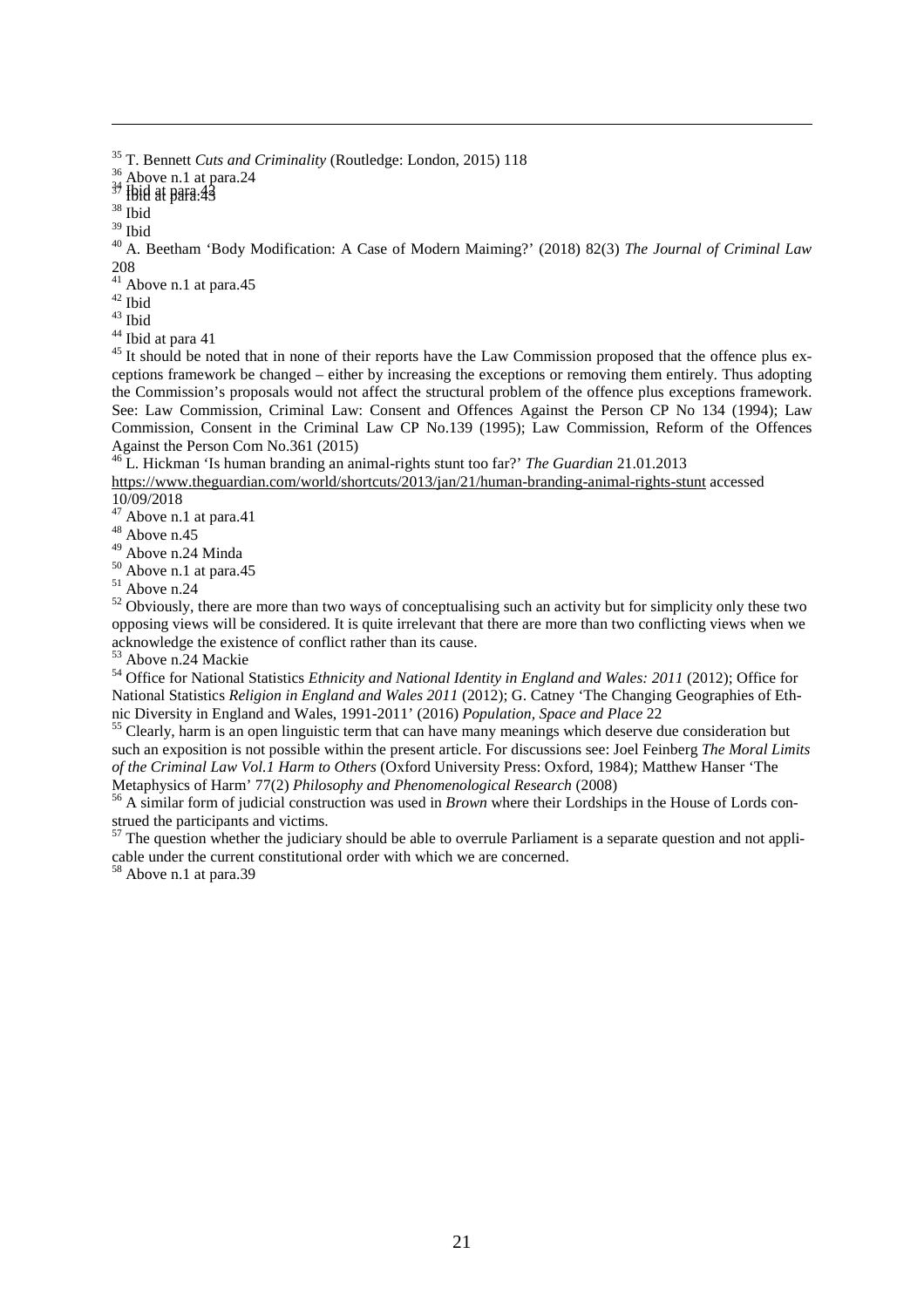[35] T. Bennett *Cuts and Criminality* (Routledge: London, 2015) 118

[36] Above n.1 at para.24

[37] Ibid at para.43

[38] Ibid

[39] Ibid

[40] A. Beetham 'Body Modification: A Case of Modern Maiming?' (2018) 82(3) *The Journal of Criminal Law* 208

[41] Above n.1 at para.45

[42] Ibid

[43] Ibid

[44] Ibid at para 41

[45] It should be noted that in none of their reports have the Law Commission proposed that the offence plus exceptions framework be changed – either by increasing the exceptions or removing them entirely. Thus adopting the Commission's proposals would not affect the structural problem of the offence plus exceptions framework. See: Law Commission, Criminal Law: Consent and Offences Against the Person CP No 134 (1994); Law Commission, Consent in the Criminal Law CP No.139 (1995); Law Commission, Reform of the Offences Against the Person Com No.361 (2015)

[46] L. Hickman 'Is human branding an animal-rights stunt too far?' *The Guardian* 21.01.2013 https://www.theguardian.com/world/shortcuts/2013/jan/21/human-branding-animal-rights-stunt accessed 10/09/2018

[47] Above n.1 at para.41

[48] Above n.45

[49] Above n.24 Minda

[50] Above n.1 at para.45

[51] Above n.24

[52] Obviously, there are more than two ways of conceptualising such an activity but for simplicity only these two opposing views will be considered. It is quite irrelevant that there are more than two conflicting views when we acknowledge the existence of conflict rather than its cause.

[53] Above n.24 Mackie

[54] Office for National Statistics *Ethnicity and National Identity in England and Wales: 2011* (2012); Office for National Statistics *Religion in England and Wales 2011* (2012); G. Catney 'The Changing Geographies of Ethnic Diversity in England and Wales, 1991-2011' (2016) *Population, Space and Place* 22

[55] Clearly, harm is an open linguistic term that can have many meanings which deserve due consideration but such an exposition is not possible within the present article. For discussions see: Joel Feinberg *The Moral Limits of the Criminal Law Vol.1 Harm to Others* (Oxford University Press: Oxford, 1984); Matthew Hanser 'The Metaphysics of Harm' 77(2) *Philosophy and Phenomenological Research* (2008)

[56] A similar form of judicial construction was used in *Brown* where their Lordships in the House of Lords construed the participants and victims.

[57] The question whether the judiciary should be able to overrule Parliament is a separate question and not applicable under the current constitutional order with which we are concerned.

[58] Above n.1 at para.39